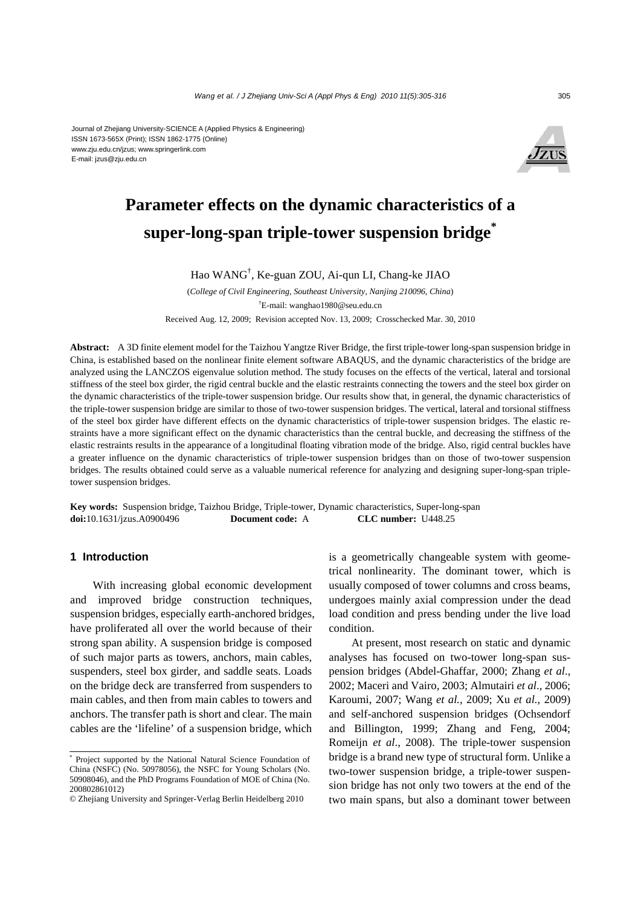Journal of Zhejiang University-SCIENCE A (Applied Physics & Engineering)
ISSN 1673-565X (Print); ISSN 1862-1775 (Online)
www.zju.edu.cn/jzus; www.springerlink.com
E-mail: jzus@zju.edu.cn

# Parameter effects on the dynamic characteristics of a super-long-span triple-tower suspension bridge*

Hao WANG†, Ke-guan ZOU, Ai-qun LI, Chang-ke JIAO

(*College of Civil Engineering, Southeast University, Nanjing 210096, China*)

†E-mail: wanghao1980@seu.edu.cn

Received Aug. 12, 2009; Revision accepted Nov. 13, 2009; Crosschecked Mar. 30, 2010

**Abstract:** A 3D finite element model for the Taizhou Yangtze River Bridge, the first triple-tower long-span suspension bridge in China, is established based on the nonlinear finite element software ABAQUS, and the dynamic characteristics of the bridge are analyzed using the LANCZOS eigenvalue solution method. The study focuses on the effects of the vertical, lateral and torsional stiffness of the steel box girder, the rigid central buckle and the elastic restraints connecting the towers and the steel box girder on the dynamic characteristics of the triple-tower suspension bridge. Our results show that, in general, the dynamic characteristics of the triple-tower suspension bridge are similar to those of two-tower suspension bridges. The vertical, lateral and torsional stiffness of the steel box girder have different effects on the dynamic characteristics of triple-tower suspension bridges. The elastic restraints have a more significant effect on the dynamic characteristics than the central buckle, and decreasing the stiffness of the elastic restraints results in the appearance of a longitudinal floating vibration mode of the bridge. Also, rigid central buckles have a greater influence on the dynamic characteristics of triple-tower suspension bridges than on those of two-tower suspension bridges. The results obtained could serve as a valuable numerical reference for analyzing and designing super-long-span triple-tower suspension bridges.

**Key words:** Suspension bridge, Taizhou Bridge, Triple-tower, Dynamic characteristics, Super-long-span
**doi:**10.1631/jzus.A0900496 **Document code:** A **CLC number:** U448.25

## 1 Introduction

With increasing global economic development and improved bridge construction techniques, suspension bridges, especially earth-anchored bridges, have proliferated all over the world because of their strong span ability. A suspension bridge is composed of such major parts as towers, anchors, main cables, suspenders, steel box girder, and saddle seats. Loads on the bridge deck are transferred from suspenders to main cables, and then from main cables to towers and anchors. The transfer path is short and clear. The main cables are the 'lifeline' of a suspension bridge, which is a geometrically changeable system with geometrical nonlinearity. The dominant tower, which is usually composed of tower columns and cross beams, undergoes mainly axial compression under the dead load condition and press bending under the live load condition.

At present, most research on static and dynamic analyses has focused on two-tower long-span suspension bridges (Abdel-Ghaffar, 2000; Zhang *et al*., 2002; Maceri and Vairo, 2003; Almutairi *et al*., 2006; Karoumi, 2007; Wang *et al.*, 2009; Xu *et al.*, 2009) and self-anchored suspension bridges (Ochsendorf and Billington, 1999; Zhang and Feng, 2004; Romeijn *et al*., 2008). The triple-tower suspension bridge is a brand new type of structural form. Unlike a two-tower suspension bridge, a triple-tower suspension bridge has not only two towers at the end of the two main spans, but also a dominant tower between

---

* Project supported by the National Natural Science Foundation of China (NSFC) (No. 50978056), the NSFC for Young Scholars (No. 50908046), and the PhD Programs Foundation of MOE of China (No. 200802861012)

© Zhejiang University and Springer-Verlag Berlin Heidelberg 2010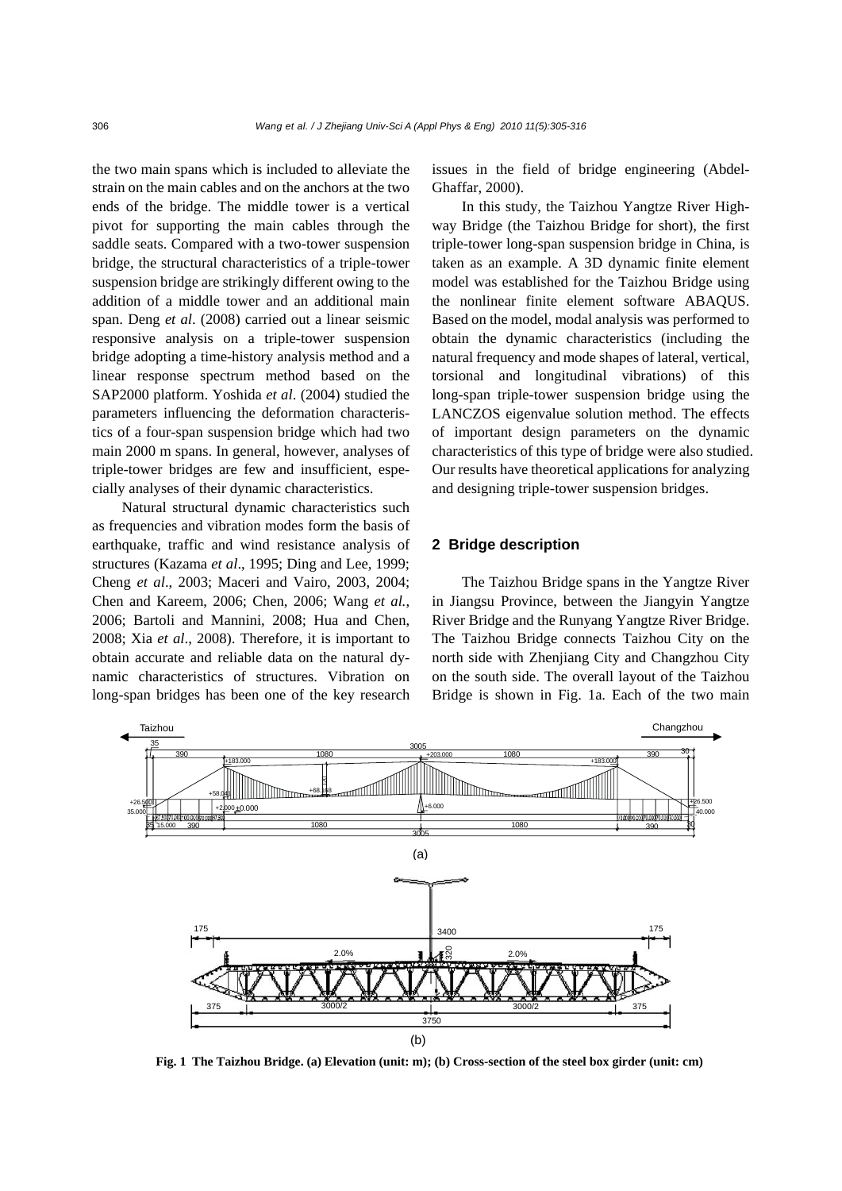the two main spans which is included to alleviate the strain on the main cables and on the anchors at the two ends of the bridge. The middle tower is a vertical pivot for supporting the main cables through the saddle seats. Compared with a two-tower suspension bridge, the structural characteristics of a triple-tower suspension bridge are strikingly different owing to the addition of a middle tower and an additional main span. Deng *et al*. (2008) carried out a linear seismic responsive analysis on a triple-tower suspension bridge adopting a time-history analysis method and a linear response spectrum method based on the SAP2000 platform. Yoshida *et al*. (2004) studied the parameters influencing the deformation characteristics of a four-span suspension bridge which had two main 2000 m spans. In general, however, analyses of triple-tower bridges are few and insufficient, especially analyses of their dynamic characteristics.

Natural structural dynamic characteristics such as frequencies and vibration modes form the basis of earthquake, traffic and wind resistance analysis of structures (Kazama *et al*., 1995; Ding and Lee, 1999; Cheng *et al*., 2003; Maceri and Vairo, 2003, 2004; Chen and Kareem, 2006; Chen, 2006; Wang *et al.*, 2006; Bartoli and Mannini, 2008; Hua and Chen, 2008; Xia *et al*., 2008). Therefore, it is important to obtain accurate and reliable data on the natural dynamic characteristics of structures. Vibration on long-span bridges has been one of the key research issues in the field of bridge engineering (Abdel-Ghaffar, 2000).

In this study, the Taizhou Yangtze River Highway Bridge (the Taizhou Bridge for short), the first triple-tower long-span suspension bridge in China, is taken as an example. A 3D dynamic finite element model was established for the Taizhou Bridge using the nonlinear finite element software ABAQUS. Based on the model, modal analysis was performed to obtain the dynamic characteristics (including the natural frequency and mode shapes of lateral, vertical, torsional and longitudinal vibrations) of this long-span triple-tower suspension bridge using the LANCZOS eigenvalue solution method. The effects of important design parameters on the dynamic characteristics of this type of bridge were also studied. Our results have theoretical applications for analyzing and designing triple-tower suspension bridges.

## 2 Bridge description

The Taizhou Bridge spans in the Yangtze River in Jiangsu Province, between the Jiangyin Yangtze River Bridge and the Runyang Yangtze River Bridge. The Taizhou Bridge connects Taizhou City on the north side with Zhenjiang City and Changzhou City on the south side. The overall layout of the Taizhou Bridge is shown in Fig. 1a. Each of the two main

**Fig. 1 The Taizhou Bridge. (a) Elevation (unit: m); (b) Cross-section of the steel box girder (unit: cm)**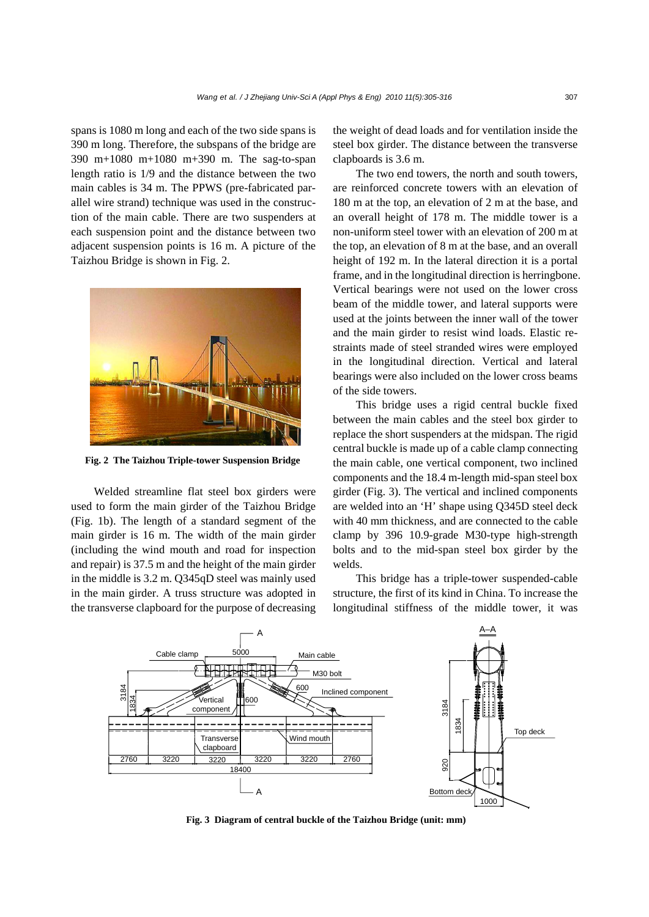spans is 1080 m long and each of the two side spans is 390 m long. Therefore, the subspans of the bridge are 390 m+1080 m+1080 m+390 m. The sag-to-span length ratio is 1/9 and the distance between the two main cables is 34 m. The PPWS (pre-fabricated parallel wire strand) technique was used in the construction of the main cable. There are two suspenders at each suspension point and the distance between two adjacent suspension points is 16 m. A picture of the Taizhou Bridge is shown in Fig. 2.

**Fig. 2 The Taizhou Triple-tower Suspension Bridge**

Welded streamline flat steel box girders were used to form the main girder of the Taizhou Bridge (Fig. 1b). The length of a standard segment of the main girder is 16 m. The width of the main girder (including the wind mouth and road for inspection and repair) is 37.5 m and the height of the main girder in the middle is 3.2 m. Q345qD steel was mainly used in the main girder. A truss structure was adopted in the transverse clapboard for the purpose of decreasing the weight of dead loads and for ventilation inside the steel box girder. The distance between the transverse clapboards is 3.6 m.

The two end towers, the north and south towers, are reinforced concrete towers with an elevation of 180 m at the top, an elevation of 2 m at the base, and an overall height of 178 m. The middle tower is a non-uniform steel tower with an elevation of 200 m at the top, an elevation of 8 m at the base, and an overall height of 192 m. In the lateral direction it is a portal frame, and in the longitudinal direction is herringbone. Vertical bearings were not used on the lower cross beam of the middle tower, and lateral supports were used at the joints between the inner wall of the tower and the main girder to resist wind loads. Elastic restraints made of steel stranded wires were employed in the longitudinal direction. Vertical and lateral bearings were also included on the lower cross beams of the side towers.

This bridge uses a rigid central buckle fixed between the main cables and the steel box girder to replace the short suspenders at the midspan. The rigid central buckle is made up of a cable clamp connecting the main cable, one vertical component, two inclined components and the 18.4 m-length mid-span steel box girder (Fig. 3). The vertical and inclined components are welded into an 'H' shape using Q345D steel deck with 40 mm thickness, and are connected to the cable clamp by 396 10.9-grade M30-type high-strength bolts and to the mid-span steel box girder by the welds.

This bridge has a triple-tower suspended-cable structure, the first of its kind in China. To increase the longitudinal stiffness of the middle tower, it was

**Fig. 3 Diagram of central buckle of the Taizhou Bridge (unit: mm)**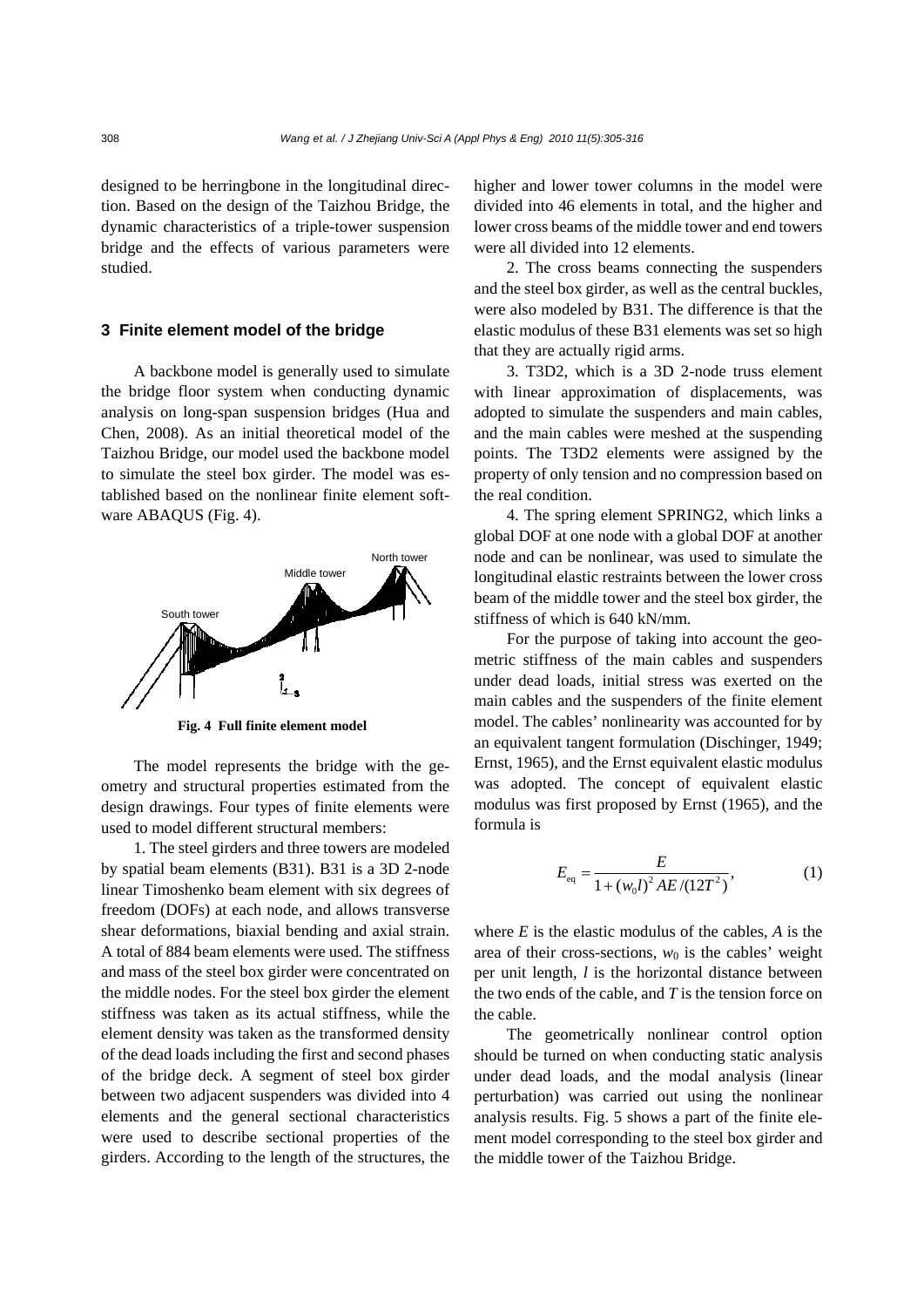designed to be herringbone in the longitudinal direction. Based on the design of the Taizhou Bridge, the dynamic characteristics of a triple-tower suspension bridge and the effects of various parameters were studied.

## 3 Finite element model of the bridge

A backbone model is generally used to simulate the bridge floor system when conducting dynamic analysis on long-span suspension bridges (Hua and Chen, 2008). As an initial theoretical model of the Taizhou Bridge, our model used the backbone model to simulate the steel box girder. The model was established based on the nonlinear finite element software ABAQUS (Fig. 4).

**Fig. 4 Full finite element model**

The model represents the bridge with the geometry and structural properties estimated from the design drawings. Four types of finite elements were used to model different structural members:

1. The steel girders and three towers are modeled by spatial beam elements (B31). B31 is a 3D 2-node linear Timoshenko beam element with six degrees of freedom (DOFs) at each node, and allows transverse shear deformations, biaxial bending and axial strain. A total of 884 beam elements were used. The stiffness and mass of the steel box girder were concentrated on the middle nodes. For the steel box girder the element stiffness was taken as its actual stiffness, while the element density was taken as the transformed density of the dead loads including the first and second phases of the bridge deck. A segment of steel box girder between two adjacent suspenders was divided into 4 elements and the general sectional characteristics were used to describe sectional properties of the girders. According to the length of the structures, the higher and lower tower columns in the model were divided into 46 elements in total, and the higher and lower cross beams of the middle tower and end towers were all divided into 12 elements.

2. The cross beams connecting the suspenders and the steel box girder, as well as the central buckles, were also modeled by B31. The difference is that the elastic modulus of these B31 elements was set so high that they are actually rigid arms.

3. T3D2, which is a 3D 2-node truss element with linear approximation of displacements, was adopted to simulate the suspenders and main cables, and the main cables were meshed at the suspending points. The T3D2 elements were assigned by the property of only tension and no compression based on the real condition.

4. The spring element SPRING2, which links a global DOF at one node with a global DOF at another node and can be nonlinear, was used to simulate the longitudinal elastic restraints between the lower cross beam of the middle tower and the steel box girder, the stiffness of which is 640 kN/mm.

For the purpose of taking into account the geometric stiffness of the main cables and suspenders under dead loads, initial stress was exerted on the main cables and the suspenders of the finite element model. The cables' nonlinearity was accounted for by an equivalent tangent formulation (Dischinger, 1949; Ernst, 1965), and the Ernst equivalent elastic modulus was adopted. The concept of equivalent elastic modulus was first proposed by Ernst (1965), and the formula is

$$E_{\mathrm{eq}} = \frac{E}{1+(w_0 l)^2 AE/(12T^2)}, \tag{1}$$

where $E$ is the elastic modulus of the cables, $A$ is the area of their cross-sections, $w_0$ is the cables' weight per unit length, $l$ is the horizontal distance between the two ends of the cable, and $T$ is the tension force on the cable.

The geometrically nonlinear control option should be turned on when conducting static analysis under dead loads, and the modal analysis (linear perturbation) was carried out using the nonlinear analysis results. Fig. 5 shows a part of the finite element model corresponding to the steel box girder and the middle tower of the Taizhou Bridge.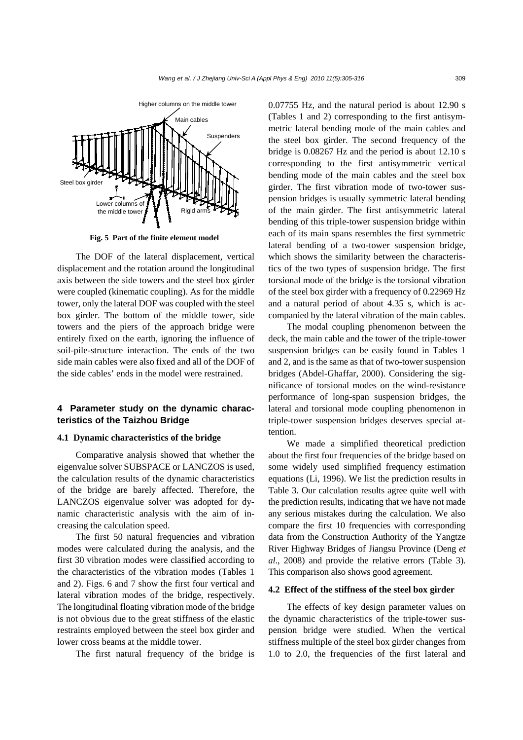Fig. 5 Part of the finite element model

The DOF of the lateral displacement, vertical displacement and the rotation around the longitudinal axis between the side towers and the steel box girder were coupled (kinematic coupling). As for the middle tower, only the lateral DOF was coupled with the steel box girder. The bottom of the middle tower, side towers and the piers of the approach bridge were entirely fixed on the earth, ignoring the influence of soil-pile-structure interaction. The ends of the two side main cables were also fixed and all of the DOF of the side cables' ends in the model were restrained.

## 4 Parameter study on the dynamic characteristics of the Taizhou Bridge

### 4.1 Dynamic characteristics of the bridge

Comparative analysis showed that whether the eigenvalue solver SUBSPACE or LANCZOS is used, the calculation results of the dynamic characteristics of the bridge are barely affected. Therefore, the LANCZOS eigenvalue solver was adopted for dynamic characteristic analysis with the aim of increasing the calculation speed.

The first 50 natural frequencies and vibration modes were calculated during the analysis, and the first 30 vibration modes were classified according to the characteristics of the vibration modes (Tables 1 and 2). Figs. 6 and 7 show the first four vertical and lateral vibration modes of the bridge, respectively. The longitudinal floating vibration mode of the bridge is not obvious due to the great stiffness of the elastic restraints employed between the steel box girder and lower cross beams at the middle tower.

The first natural frequency of the bridge is 0.07755 Hz, and the natural period is about 12.90 s (Tables 1 and 2) corresponding to the first antisymmetric lateral bending mode of the main cables and the steel box girder. The second frequency of the bridge is 0.08267 Hz and the period is about 12.10 s corresponding to the first antisymmetric vertical bending mode of the main cables and the steel box girder. The first vibration mode of two-tower suspension bridges is usually symmetric lateral bending of the main girder. The first antisymmetric lateral bending of this triple-tower suspension bridge within each of its main spans resembles the first symmetric lateral bending of a two-tower suspension bridge, which shows the similarity between the characteristics of the two types of suspension bridge. The first torsional mode of the bridge is the torsional vibration of the steel box girder with a frequency of 0.22969 Hz and a natural period of about 4.35 s, which is accompanied by the lateral vibration of the main cables.

The modal coupling phenomenon between the deck, the main cable and the tower of the triple-tower suspension bridges can be easily found in Tables 1 and 2, and is the same as that of two-tower suspension bridges (Abdel-Ghaffar, 2000). Considering the significance of torsional modes on the wind-resistance performance of long-span suspension bridges, the lateral and torsional mode coupling phenomenon in triple-tower suspension bridges deserves special attention.

We made a simplified theoretical prediction about the first four frequencies of the bridge based on some widely used simplified frequency estimation equations (Li, 1996). We list the prediction results in Table 3. Our calculation results agree quite well with the prediction results, indicating that we have not made any serious mistakes during the calculation. We also compare the first 10 frequencies with corresponding data from the Construction Authority of the Yangtze River Highway Bridges of Jiangsu Province (Deng *et al*., 2008) and provide the relative errors (Table 3). This comparison also shows good agreement.

### 4.2 Effect of the stiffness of the steel box girder

The effects of key design parameter values on the dynamic characteristics of the triple-tower suspension bridge were studied. When the vertical stiffness multiple of the steel box girder changes from 1.0 to 2.0, the frequencies of the first lateral and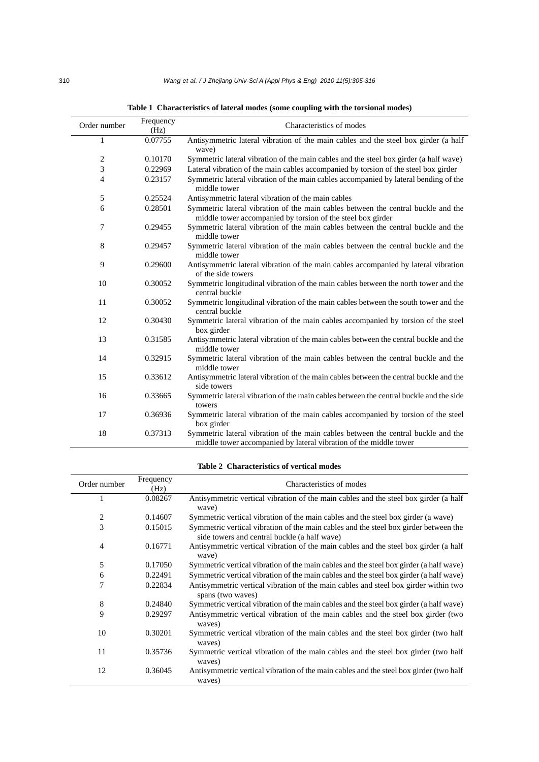**Table 1 Characteristics of lateral modes (some coupling with the torsional modes)**

| Order number | Frequency (Hz) | Characteristics of modes |
|---|---|---|
| 1 | 0.07755 | Antisymmetric lateral vibration of the main cables and the steel box girder (a half wave) |
| 2 | 0.10170 | Symmetric lateral vibration of the main cables and the steel box girder (a half wave) |
| 3 | 0.22969 | Lateral vibration of the main cables accompanied by torsion of the steel box girder |
| 4 | 0.23157 | Symmetric lateral vibration of the main cables accompanied by lateral bending of the middle tower |
| 5 | 0.25524 | Antisymmetric lateral vibration of the main cables |
| 6 | 0.28501 | Symmetric lateral vibration of the main cables between the central buckle and the middle tower accompanied by torsion of the steel box girder |
| 7 | 0.29455 | Symmetric lateral vibration of the main cables between the central buckle and the middle tower |
| 8 | 0.29457 | Symmetric lateral vibration of the main cables between the central buckle and the middle tower |
| 9 | 0.29600 | Antisymmetric lateral vibration of the main cables accompanied by lateral vibration of the side towers |
| 10 | 0.30052 | Symmetric longitudinal vibration of the main cables between the north tower and the central buckle |
| 11 | 0.30052 | Symmetric longitudinal vibration of the main cables between the south tower and the central buckle |
| 12 | 0.30430 | Symmetric lateral vibration of the main cables accompanied by torsion of the steel box girder |
| 13 | 0.31585 | Antisymmetric lateral vibration of the main cables between the central buckle and the middle tower |
| 14 | 0.32915 | Symmetric lateral vibration of the main cables between the central buckle and the middle tower |
| 15 | 0.33612 | Antisymmetric lateral vibration of the main cables between the central buckle and the side towers |
| 16 | 0.33665 | Symmetric lateral vibration of the main cables between the central buckle and the side towers |
| 17 | 0.36936 | Symmetric lateral vibration of the main cables accompanied by torsion of the steel box girder |
| 18 | 0.37313 | Symmetric lateral vibration of the main cables between the central buckle and the middle tower accompanied by lateral vibration of the middle tower |

**Table 2 Characteristics of vertical modes**

| Order number | Frequency (Hz) | Characteristics of modes |
|---|---|---|
| 1 | 0.08267 | Antisymmetric vertical vibration of the main cables and the steel box girder (a half wave) |
| 2 | 0.14607 | Symmetric vertical vibration of the main cables and the steel box girder (a wave) |
| 3 | 0.15015 | Symmetric vertical vibration of the main cables and the steel box girder between the side towers and central buckle (a half wave) |
| 4 | 0.16771 | Antisymmetric vertical vibration of the main cables and the steel box girder (a half wave) |
| 5 | 0.17050 | Symmetric vertical vibration of the main cables and the steel box girder (a half wave) |
| 6 | 0.22491 | Symmetric vertical vibration of the main cables and the steel box girder (a half wave) |
| 7 | 0.22834 | Antisymmetric vertical vibration of the main cables and steel box girder within two spans (two waves) |
| 8 | 0.24840 | Symmetric vertical vibration of the main cables and the steel box girder (a half wave) |
| 9 | 0.29297 | Antisymmetric vertical vibration of the main cables and the steel box girder (two waves) |
| 10 | 0.30201 | Symmetric vertical vibration of the main cables and the steel box girder (two half waves) |
| 11 | 0.35736 | Symmetric vertical vibration of the main cables and the steel box girder (two half waves) |
| 12 | 0.36045 | Antisymmetric vertical vibration of the main cables and the steel box girder (two half waves) |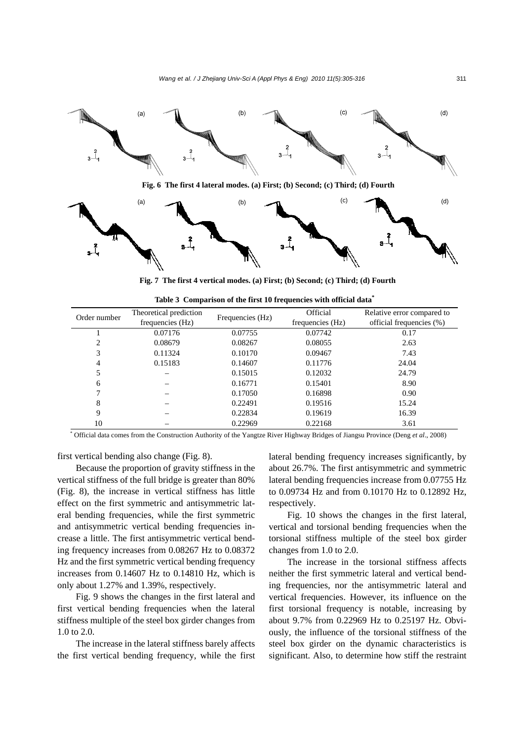Fig. 6 The first 4 lateral modes. (a) First; (b) Second; (c) Third; (d) Fourth

Fig. 7 The first 4 vertical modes. (a) First; (b) Second; (c) Third; (d) Fourth

**Table 3 Comparison of the first 10 frequencies with official data***

| Order number | Theoretical prediction frequencies (Hz) | Frequencies (Hz) | Official frequencies (Hz) | Relative error compared to official frequencies (%) |
|---|---|---|---|---|
| 1 | 0.07176 | 0.07755 | 0.07742 | 0.17 |
| 2 | 0.08679 | 0.08267 | 0.08055 | 2.63 |
| 3 | 0.11324 | 0.10170 | 0.09467 | 7.43 |
| 4 | 0.15183 | 0.14607 | 0.11776 | 24.04 |
| 5 | – | 0.15015 | 0.12032 | 24.79 |
| 6 | – | 0.16771 | 0.15401 | 8.90 |
| 7 | – | 0.17050 | 0.16898 | 0.90 |
| 8 | – | 0.22491 | 0.19516 | 15.24 |
| 9 | – | 0.22834 | 0.19619 | 16.39 |
| 10 | – | 0.22969 | 0.22168 | 3.61 |

* Official data comes from the Construction Authority of the Yangtze River Highway Bridges of Jiangsu Province (Deng *et al*., 2008)

first vertical bending also change (Fig. 8).

Because the proportion of gravity stiffness in the vertical stiffness of the full bridge is greater than 80% (Fig. 8), the increase in vertical stiffness has little effect on the first symmetric and antisymmetric lateral bending frequencies, while the first symmetric and antisymmetric vertical bending frequencies increase a little. The first antisymmetric vertical bending frequency increases from 0.08267 Hz to 0.08372 Hz and the first symmetric vertical bending frequency increases from 0.14607 Hz to 0.14810 Hz, which is only about 1.27% and 1.39%, respectively.

Fig. 9 shows the changes in the first lateral and first vertical bending frequencies when the lateral stiffness multiple of the steel box girder changes from 1.0 to 2.0.

The increase in the lateral stiffness barely affects the first vertical bending frequency, while the first lateral bending frequency increases significantly, by about 26.7%. The first antisymmetric and symmetric lateral bending frequencies increase from 0.07755 Hz to 0.09734 Hz and from 0.10170 Hz to 0.12892 Hz, respectively.

Fig. 10 shows the changes in the first lateral, vertical and torsional bending frequencies when the torsional stiffness multiple of the steel box girder changes from 1.0 to 2.0.

The increase in the torsional stiffness affects neither the first symmetric lateral and vertical bending frequencies, nor the antisymmetric lateral and vertical frequencies. However, its influence on the first torsional frequency is notable, increasing by about 9.7% from 0.22969 Hz to 0.25197 Hz. Obviously, the influence of the torsional stiffness of the steel box girder on the dynamic characteristics is significant. Also, to determine how stiff the restraint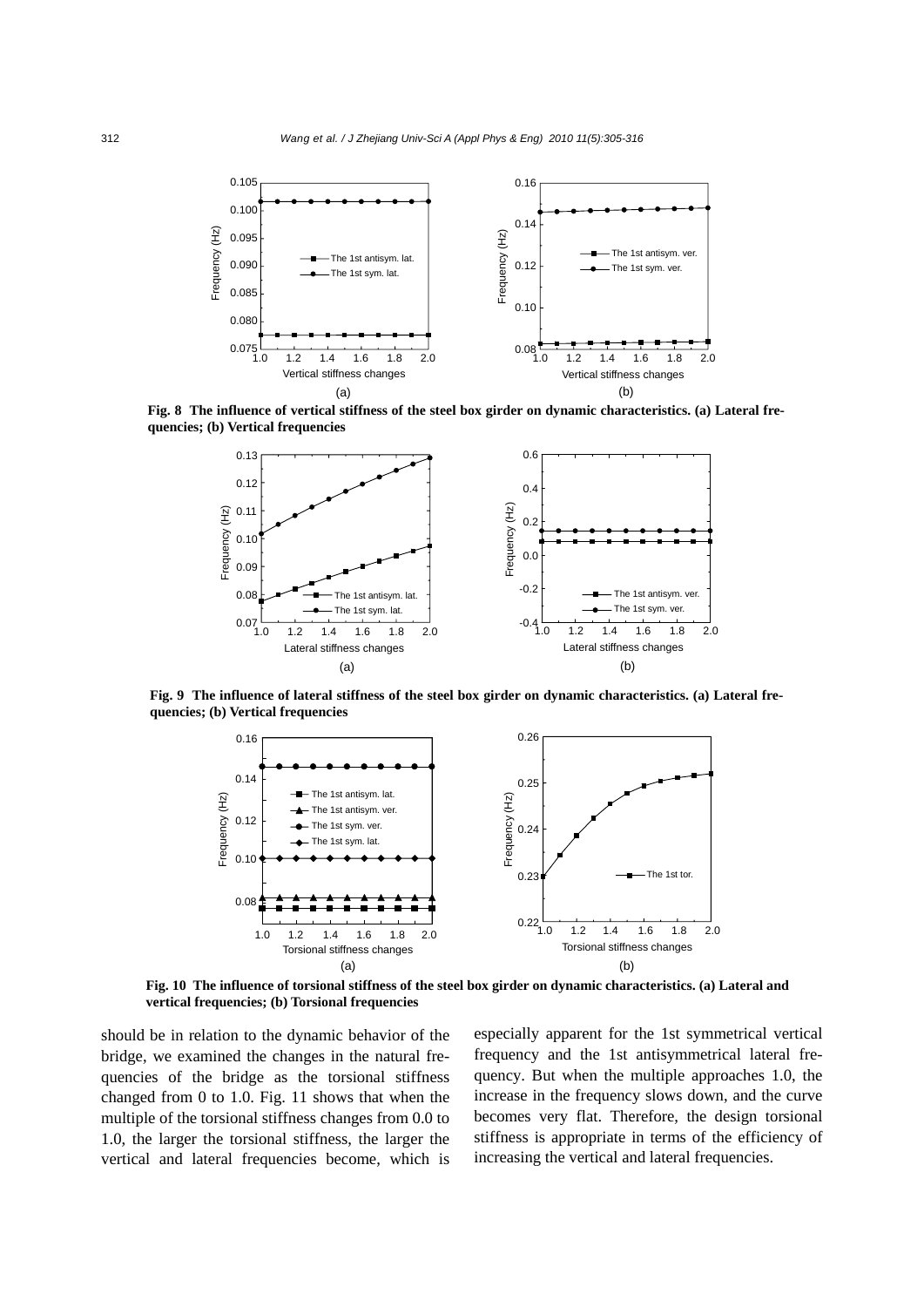Fig. 8 The influence of vertical stiffness of the steel box girder on dynamic characteristics. (a) Lateral frequencies; (b) Vertical frequencies

Fig. 9 The influence of lateral stiffness of the steel box girder on dynamic characteristics. (a) Lateral frequencies; (b) Vertical frequencies

Fig. 10 The influence of torsional stiffness of the steel box girder on dynamic characteristics. (a) Lateral and vertical frequencies; (b) Torsional frequencies

should be in relation to the dynamic behavior of the bridge, we examined the changes in the natural frequencies of the bridge as the torsional stiffness changed from 0 to 1.0. Fig. 11 shows that when the multiple of the torsional stiffness changes from 0.0 to 1.0, the larger the torsional stiffness, the larger the vertical and lateral frequencies become, which is especially apparent for the 1st symmetrical vertical frequency and the 1st antisymmetrical lateral frequency. But when the multiple approaches 1.0, the increase in the frequency slows down, and the curve becomes very flat. Therefore, the design torsional stiffness is appropriate in terms of the efficiency of increasing the vertical and lateral frequencies.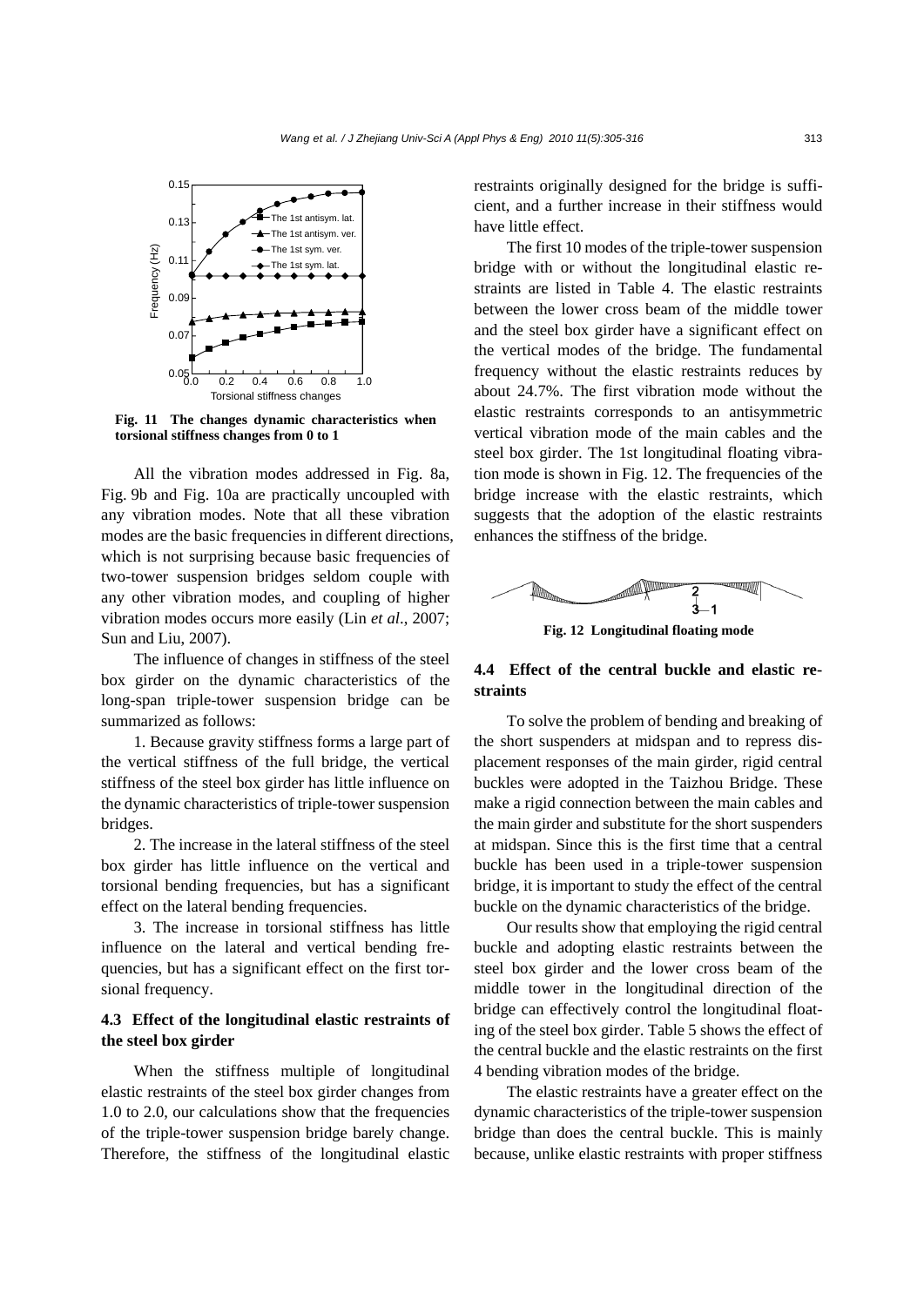Fig. 11 The changes dynamic characteristics when torsional stiffness changes from 0 to 1

All the vibration modes addressed in Fig. 8a, Fig. 9b and Fig. 10a are practically uncoupled with any vibration modes. Note that all these vibration modes are the basic frequencies in different directions, which is not surprising because basic frequencies of two-tower suspension bridges seldom couple with any other vibration modes, and coupling of higher vibration modes occurs more easily (Lin *et al*., 2007; Sun and Liu, 2007).

The influence of changes in stiffness of the steel box girder on the dynamic characteristics of the long-span triple-tower suspension bridge can be summarized as follows:

1. Because gravity stiffness forms a large part of the vertical stiffness of the full bridge, the vertical stiffness of the steel box girder has little influence on the dynamic characteristics of triple-tower suspension bridges.

2. The increase in the lateral stiffness of the steel box girder has little influence on the vertical and torsional bending frequencies, but has a significant effect on the lateral bending frequencies.

3. The increase in torsional stiffness has little influence on the lateral and vertical bending frequencies, but has a significant effect on the first torsional frequency.

### 4.3 Effect of the longitudinal elastic restraints of the steel box girder

When the stiffness multiple of longitudinal elastic restraints of the steel box girder changes from 1.0 to 2.0, our calculations show that the frequencies of the triple-tower suspension bridge barely change. Therefore, the stiffness of the longitudinal elastic restraints originally designed for the bridge is sufficient, and a further increase in their stiffness would have little effect.

The first 10 modes of the triple-tower suspension bridge with or without the longitudinal elastic restraints are listed in Table 4. The elastic restraints between the lower cross beam of the middle tower and the steel box girder have a significant effect on the vertical modes of the bridge. The fundamental frequency without the elastic restraints reduces by about 24.7%. The first vibration mode without the elastic restraints corresponds to an antisymmetric vertical vibration mode of the main cables and the steel box girder. The 1st longitudinal floating vibration mode is shown in Fig. 12. The frequencies of the bridge increase with the elastic restraints, which suggests that the adoption of the elastic restraints enhances the stiffness of the bridge.

Fig. 12 Longitudinal floating mode

### 4.4 Effect of the central buckle and elastic restraints

To solve the problem of bending and breaking of the short suspenders at midspan and to repress displacement responses of the main girder, rigid central buckles were adopted in the Taizhou Bridge. These make a rigid connection between the main cables and the main girder and substitute for the short suspenders at midspan. Since this is the first time that a central buckle has been used in a triple-tower suspension bridge, it is important to study the effect of the central buckle on the dynamic characteristics of the bridge.

Our results show that employing the rigid central buckle and adopting elastic restraints between the steel box girder and the lower cross beam of the middle tower in the longitudinal direction of the bridge can effectively control the longitudinal floating of the steel box girder. Table 5 shows the effect of the central buckle and the elastic restraints on the first 4 bending vibration modes of the bridge.

The elastic restraints have a greater effect on the dynamic characteristics of the triple-tower suspension bridge than does the central buckle. This is mainly because, unlike elastic restraints with proper stiffness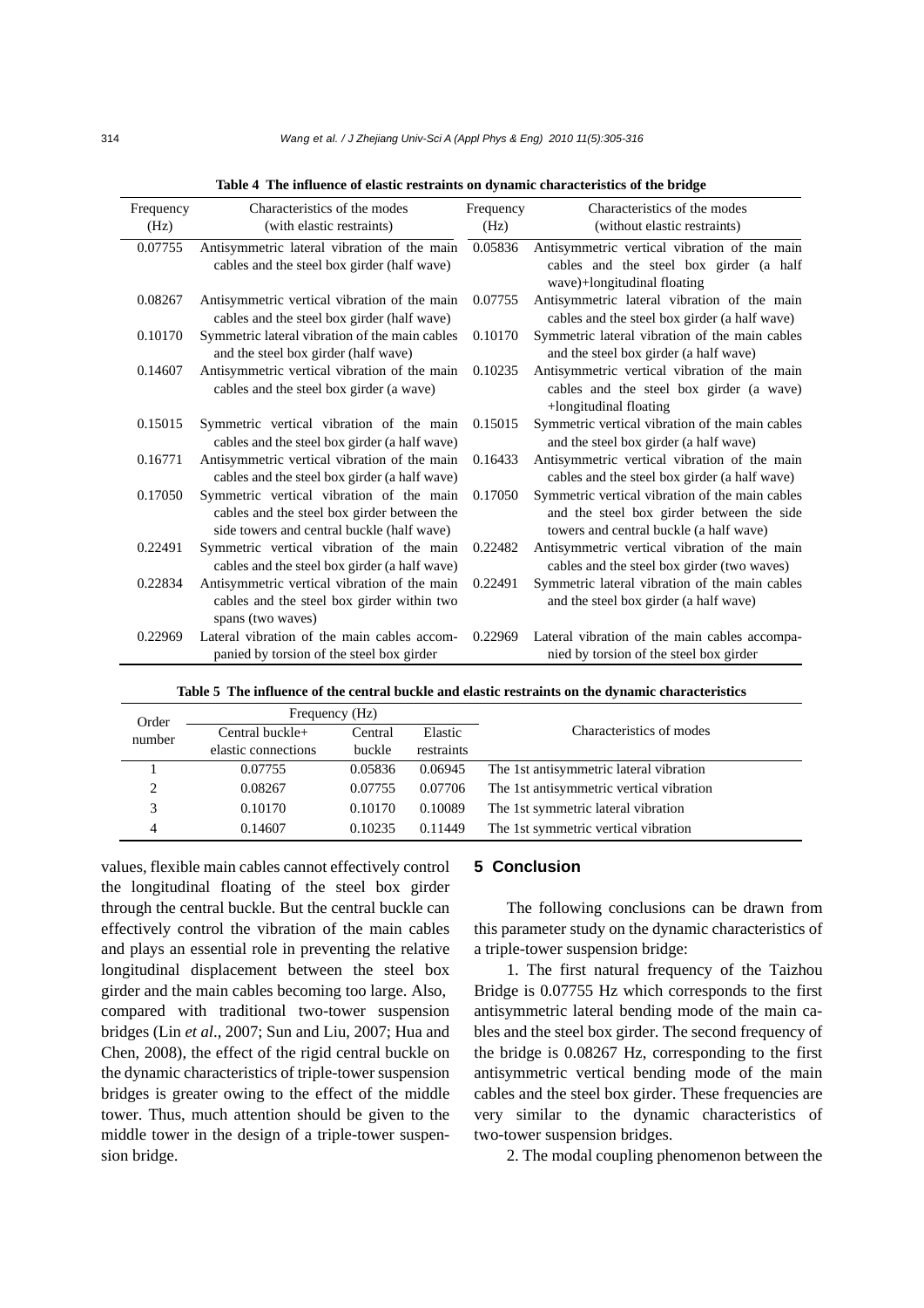**Table 4 The influence of elastic restraints on dynamic characteristics of the bridge**

| Frequency (Hz) | Characteristics of the modes (with elastic restraints) | Frequency (Hz) | Characteristics of the modes (without elastic restraints) |
|---|---|---|---|
| 0.07755 | Antisymmetric lateral vibration of the main cables and the steel box girder (half wave) | 0.05836 | Antisymmetric vertical vibration of the main cables and the steel box girder (a half wave)+longitudinal floating |
| 0.08267 | Antisymmetric vertical vibration of the main cables and the steel box girder (half wave) | 0.07755 | Antisymmetric lateral vibration of the main cables and the steel box girder (a half wave) |
| 0.10170 | Symmetric lateral vibration of the main cables and the steel box girder (half wave) | 0.10170 | Symmetric lateral vibration of the main cables and the steel box girder (a half wave) |
| 0.14607 | Antisymmetric vertical vibration of the main cables and the steel box girder (a wave) | 0.10235 | Antisymmetric vertical vibration of the main cables and the steel box girder (a wave) +longitudinal floating |
| 0.15015 | Symmetric vertical vibration of the main cables and the steel box girder (a half wave) | 0.15015 | Symmetric vertical vibration of the main cables and the steel box girder (a half wave) |
| 0.16771 | Antisymmetric vertical vibration of the main cables and the steel box girder (a half wave) | 0.16433 | Antisymmetric vertical vibration of the main cables and the steel box girder (a half wave) |
| 0.17050 | Symmetric vertical vibration of the main cables and the steel box girder between the side towers and central buckle (half wave) | 0.17050 | Symmetric vertical vibration of the main cables and the steel box girder between the side towers and central buckle (a half wave) |
| 0.22491 | Symmetric vertical vibration of the main cables and the steel box girder (a half wave) | 0.22482 | Antisymmetric vertical vibration of the main cables and the steel box girder (two waves) |
| 0.22834 | Antisymmetric vertical vibration of the main cables and the steel box girder within two spans (two waves) | 0.22491 | Symmetric lateral vibration of the main cables and the steel box girder (a half wave) |
| 0.22969 | Lateral vibration of the main cables accompanied by torsion of the steel box girder | 0.22969 | Lateral vibration of the main cables accompanied by torsion of the steel box girder |

**Table 5 The influence of the central buckle and elastic restraints on the dynamic characteristics**

| Order number | Frequency (Hz) | | | Characteristics of modes |
|---|---|---|---|---|
| | Central buckle+ elastic connections | Central buckle | Elastic restraints | |
| 1 | 0.07755 | 0.05836 | 0.06945 | The 1st antisymmetric lateral vibration |
| 2 | 0.08267 | 0.07755 | 0.07706 | The 1st antisymmetric vertical vibration |
| 3 | 0.10170 | 0.10170 | 0.10089 | The 1st symmetric lateral vibration |
| 4 | 0.14607 | 0.10235 | 0.11449 | The 1st symmetric vertical vibration |

values, flexible main cables cannot effectively control the longitudinal floating of the steel box girder through the central buckle. But the central buckle can effectively control the vibration of the main cables and plays an essential role in preventing the relative longitudinal displacement between the steel box girder and the main cables becoming too large. Also, compared with traditional two-tower suspension bridges (Lin *et al*., 2007; Sun and Liu, 2007; Hua and Chen, 2008), the effect of the rigid central buckle on the dynamic characteristics of triple-tower suspension bridges is greater owing to the effect of the middle tower. Thus, much attention should be given to the middle tower in the design of a triple-tower suspension bridge.

## 5 Conclusion

The following conclusions can be drawn from this parameter study on the dynamic characteristics of a triple-tower suspension bridge:

1. The first natural frequency of the Taizhou Bridge is 0.07755 Hz which corresponds to the first antisymmetric lateral bending mode of the main cables and the steel box girder. The second frequency of the bridge is 0.08267 Hz, corresponding to the first antisymmetric vertical bending mode of the main cables and the steel box girder. These frequencies are very similar to the dynamic characteristics of two-tower suspension bridges.

2. The modal coupling phenomenon between the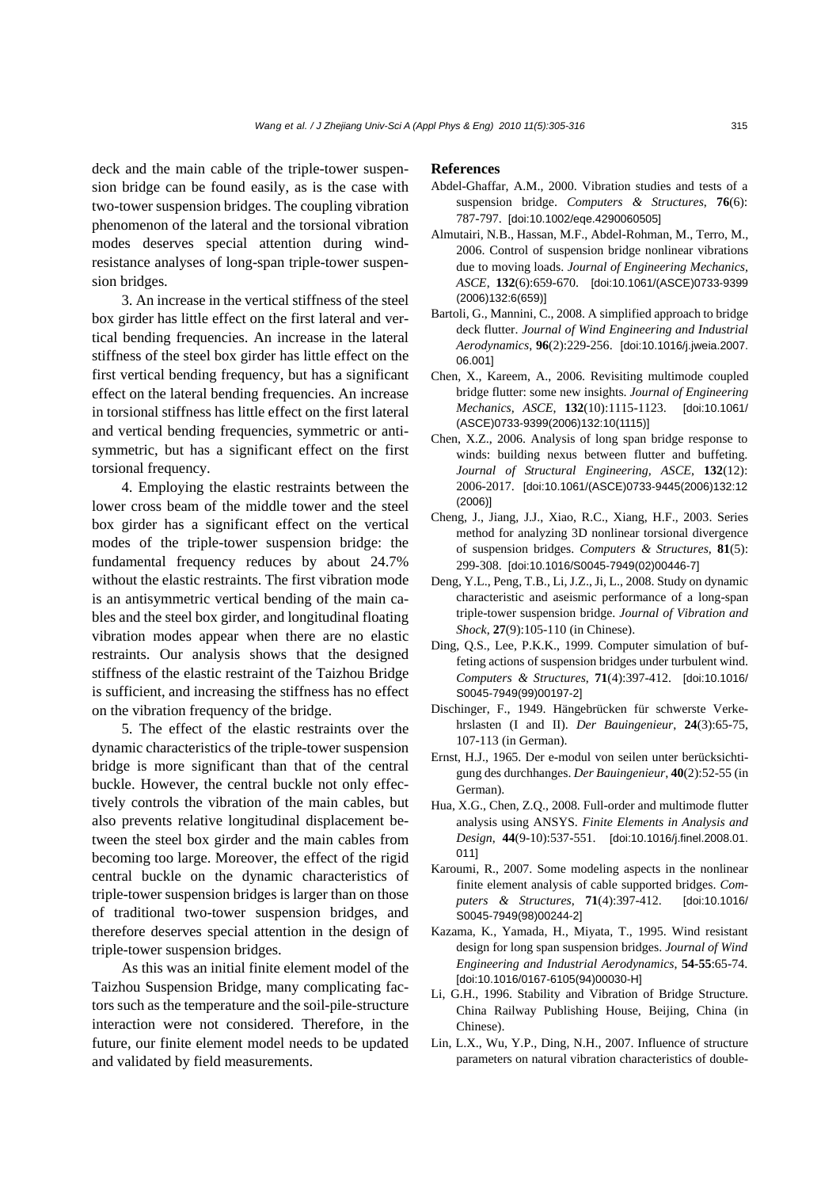deck and the main cable of the triple-tower suspension bridge can be found easily, as is the case with two-tower suspension bridges. The coupling vibration phenomenon of the lateral and the torsional vibration modes deserves special attention during wind-resistance analyses of long-span triple-tower suspension bridges.

3. An increase in the vertical stiffness of the steel box girder has little effect on the first lateral and vertical bending frequencies. An increase in the lateral stiffness of the steel box girder has little effect on the first vertical bending frequency, but has a significant effect on the lateral bending frequencies. An increase in torsional stiffness has little effect on the first lateral and vertical bending frequencies, symmetric or antisymmetric, but has a significant effect on the first torsional frequency.

4. Employing the elastic restraints between the lower cross beam of the middle tower and the steel box girder has a significant effect on the vertical modes of the triple-tower suspension bridge: the fundamental frequency reduces by about 24.7% without the elastic restraints. The first vibration mode is an antisymmetric vertical bending of the main cables and the steel box girder, and longitudinal floating vibration modes appear when there are no elastic restraints. Our analysis shows that the designed stiffness of the elastic restraint of the Taizhou Bridge is sufficient, and increasing the stiffness has no effect on the vibration frequency of the bridge.

5. The effect of the elastic restraints over the dynamic characteristics of the triple-tower suspension bridge is more significant than that of the central buckle. However, the central buckle not only effectively controls the vibration of the main cables, but also prevents relative longitudinal displacement between the steel box girder and the main cables from becoming too large. Moreover, the effect of the rigid central buckle on the dynamic characteristics of triple-tower suspension bridges is larger than on those of traditional two-tower suspension bridges, and therefore deserves special attention in the design of triple-tower suspension bridges.

As this was an initial finite element model of the Taizhou Suspension Bridge, many complicating factors such as the temperature and the soil-pile-structure interaction were not considered. Therefore, in the future, our finite element model needs to be updated and validated by field measurements.

## References

Abdel-Ghaffar, A.M., 2000. Vibration studies and tests of a suspension bridge. *Computers & Structures*, **76**(6): 787-797. [doi:10.1002/eqe.4290060505]

Almutairi, N.B., Hassan, M.F., Abdel-Rohman, M., Terro, M., 2006. Control of suspension bridge nonlinear vibrations due to moving loads. *Journal of Engineering Mechanics, ASCE*, **132**(6):659-670. [doi:10.1061/(ASCE)0733-9399(2006)132:6(659)]

Bartoli, G., Mannini, C., 2008. A simplified approach to bridge deck flutter. *Journal of Wind Engineering and Industrial Aerodynamics*, **96**(2):229-256. [doi:10.1016/j.jweia.2007.06.001]

Chen, X., Kareem, A., 2006. Revisiting multimode coupled bridge flutter: some new insights. *Journal of Engineering Mechanics, ASCE*, **132**(10):1115-1123. [doi:10.1061/(ASCE)0733-9399(2006)132:10(1115)]

Chen, X.Z., 2006. Analysis of long span bridge response to winds: building nexus between flutter and buffeting. *Journal of Structural Engineering, ASCE*, **132**(12): 2006-2017. [doi:10.1061/(ASCE)0733-9445(2006)132:12(2006)]

Cheng, J., Jiang, J.J., Xiao, R.C., Xiang, H.F., 2003. Series method for analyzing 3D nonlinear torsional divergence of suspension bridges. *Computers & Structures*, **81**(5): 299-308. [doi:10.1016/S0045-7949(02)00446-7]

Deng, Y.L., Peng, T.B., Li, J.Z., Ji, L., 2008. Study on dynamic characteristic and aseismic performance of a long-span triple-tower suspension bridge. *Journal of Vibration and Shock*, **27**(9):105-110 (in Chinese).

Ding, Q.S., Lee, P.K.K., 1999. Computer simulation of buffeting actions of suspension bridges under turbulent wind. *Computers & Structures*, **71**(4):397-412. [doi:10.1016/S0045-7949(99)00197-2]

Dischinger, F., 1949. Hängebrücken für schwerste Verkehrslasten (I and II). *Der Bauingenieur*, **24**(3):65-75, 107-113 (in German).

Ernst, H.J., 1965. Der e-modul von seilen unter berücksichtigung des durchhanges. *Der Bauingenieur*, **40**(2):52-55 (in German).

Hua, X.G., Chen, Z.Q., 2008. Full-order and multimode flutter analysis using ANSYS. *Finite Elements in Analysis and Design*, **44**(9-10):537-551. [doi:10.1016/j.finel.2008.01.011]

Karoumi, R., 2007. Some modeling aspects in the nonlinear finite element analysis of cable supported bridges. *Computers & Structures*, **71**(4):397-412. [doi:10.1016/S0045-7949(98)00244-2]

Kazama, K., Yamada, H., Miyata, T., 1995. Wind resistant design for long span suspension bridges. *Journal of Wind Engineering and Industrial Aerodynamics*, **54-55**:65-74. [doi:10.1016/0167-6105(94)00030-H]

Li, G.H., 1996. Stability and Vibration of Bridge Structure. China Railway Publishing House, Beijing, China (in Chinese).

Lin, L.X., Wu, Y.P., Ding, N.H., 2007. Influence of structure parameters on natural vibration characteristics of double-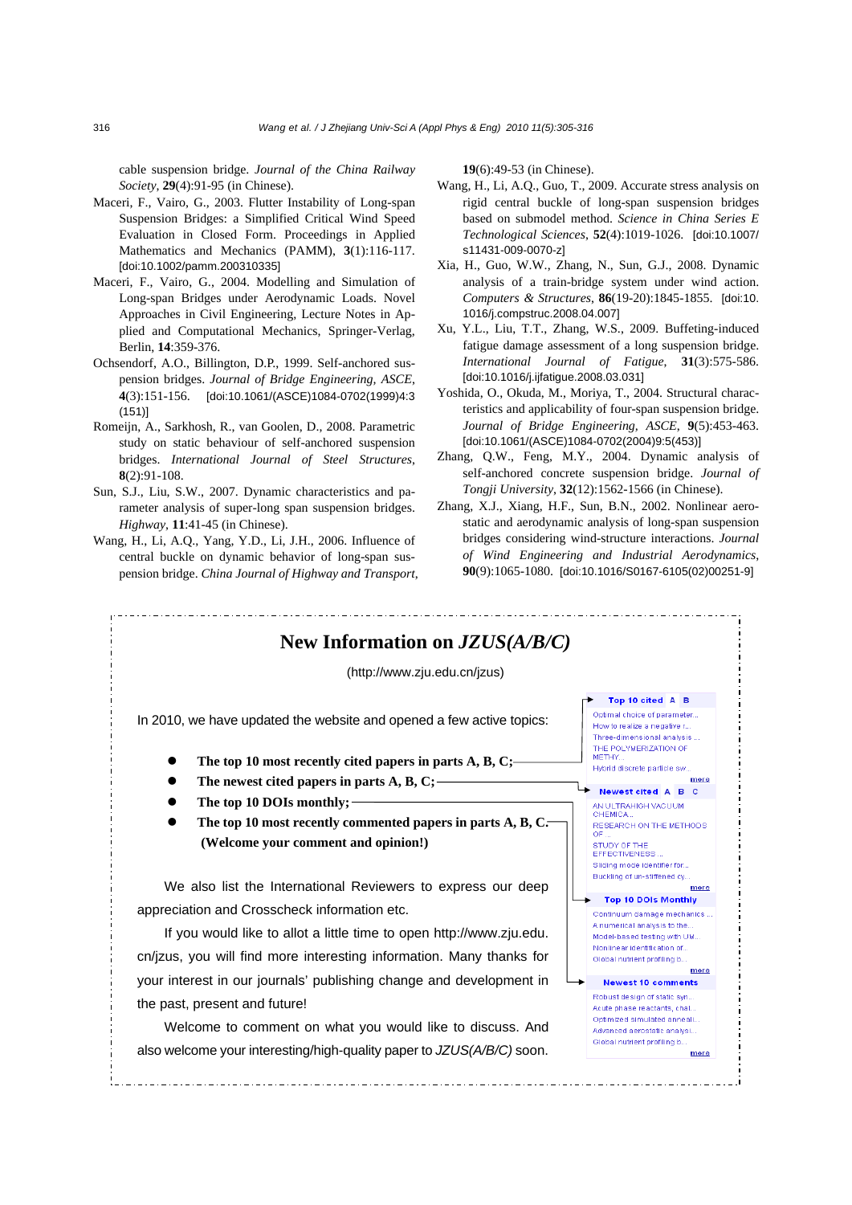cable suspension bridge. *Journal of the China Railway Society*, **29**(4):91-95 (in Chinese).

Maceri, F., Vairo, G., 2003. Flutter Instability of Long-span Suspension Bridges: a Simplified Critical Wind Speed Evaluation in Closed Form. Proceedings in Applied Mathematics and Mechanics (PAMM), **3**(1):116-117. [doi:10.1002/pamm.200310335]

Maceri, F., Vairo, G., 2004. Modelling and Simulation of Long-span Bridges under Aerodynamic Loads. Novel Approaches in Civil Engineering, Lecture Notes in Applied and Computational Mechanics, Springer-Verlag, Berlin, **14**:359-376.

Ochsendorf, A.O., Billington, D.P., 1999. Self-anchored suspension bridges. *Journal of Bridge Engineering, ASCE*, **4**(3):151-156. [doi:10.1061/(ASCE)1084-0702(1999)4:3(151)]

Romeijn, A., Sarkhosh, R., van Goolen, D., 2008. Parametric study on static behaviour of self-anchored suspension bridges. *International Journal of Steel Structures*, **8**(2):91-108.

Sun, S.J., Liu, S.W., 2007. Dynamic characteristics and parameter analysis of super-long span suspension bridges. *Highway*, **11**:41-45 (in Chinese).

Wang, H., Li, A.Q., Yang, Y.D., Li, J.H., 2006. Influence of central buckle on dynamic behavior of long-span suspension bridge. *China Journal of Highway and Transport*, **19**(6):49-53 (in Chinese).

Wang, H., Li, A.Q., Guo, T., 2009. Accurate stress analysis on rigid central buckle of long-span suspension bridges based on submodel method. *Science in China Series E Technological Sciences*, **52**(4):1019-1026. [doi:10.1007/s11431-009-0070-z]

Xia, H., Guo, W.W., Zhang, N., Sun, G.J., 2008. Dynamic analysis of a train-bridge system under wind action. *Computers & Structures*, **86**(19-20):1845-1855. [doi:10.1016/j.compstruc.2008.04.007]

Xu, Y.L., Liu, T.T., Zhang, W.S., 2009. Buffeting-induced fatigue damage assessment of a long suspension bridge. *International Journal of Fatigue*, **31**(3):575-586. [doi:10.1016/j.ijfatigue.2008.03.031]

Yoshida, O., Okuda, M., Moriya, T., 2004. Structural characteristics and applicability of four-span suspension bridge. *Journal of Bridge Engineering, ASCE*, **9**(5):453-463. [doi:10.1061/(ASCE)1084-0702(2004)9:5(453)]

Zhang, Q.W., Feng, M.Y., 2004. Dynamic analysis of self-anchored concrete suspension bridge. *Journal of Tongji University*, **32**(12):1562-1566 (in Chinese).

Zhang, X.J., Xiang, H.F., Sun, B.N., 2002. Nonlinear aerostatic and aerodynamic analysis of long-span suspension bridges considering wind-structure interactions. *Journal of Wind Engineering and Industrial Aerodynamics*, **90**(9):1065-1080. [doi:10.1016/S0167-6105(02)00251-9]

## New Information on *JZUS(A/B/C)*

(http://www.zju.edu.cn/jzus)

In 2010, we have updated the website and opened a few active topics:

- **The top 10 most recently cited papers in parts A, B, C;**
- **The newest cited papers in parts A, B, C;**
- **The top 10 DOIs monthly;**
- **The top 10 most recently commented papers in parts A, B, C. (Welcome your comment and opinion!)**

We also list the International Reviewers to express our deep appreciation and Crosscheck information etc.

If you would like to allot a little time to open http://www.zju.edu.cn/jzus, you will find more interesting information. Many thanks for your interest in our journals' publishing change and development in the past, present and future!

Welcome to comment on what you would like to discuss. And also welcome your interesting/high-quality paper to *JZUS(A/B/C)* soon.

Top 10 cited A B
Optimal choice of parameter...
How to realize a negative r...
Three-dimensional analysis ...
THE POLYMERIZATION OF METHY...
Hybrid discrete particle sw...
more

Newest cited A B C
AN ULTRAHIGH VACUUM CHEMICA...
RESEARCH ON THE METHODS OF ...
STUDY OF THE EFFECTIVENESS ...
Sliding mode identifier for...
Buckling of un-stiffened cy...
more

Top 10 DOIs Monthly
Continuum damage mechanics ...
A numerical analysis to the...
Model-based testing with UM...
Nonlinear identification of...
Global nutrient profiling b...
more

Newest 10 comments
Robust design of static syn...
Acute phase reactants, chal...
Optimized simulated anneali...
Advanced aerostatic analysi...
Global nutrient profiling b...
more